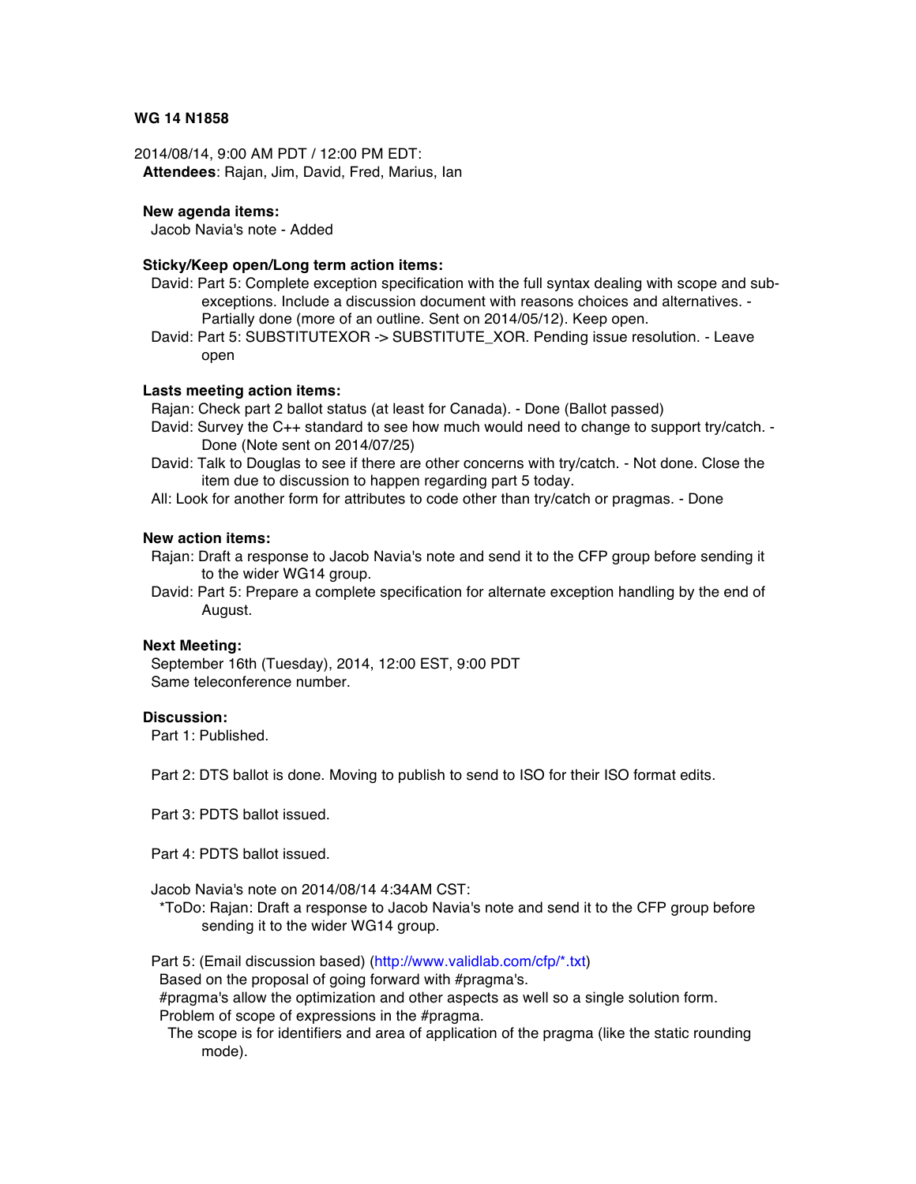**WG 14 N1858**

2014/08/14, 9:00 AM PDT / 12:00 PM EDT:

**Attendees**: Rajan, Jim, David, Fred, Marius, Ian

**New agenda items:**

Jacob Navia's note - Added

**Sticky/Keep open/Long term action items:**

David: Part 5: Complete exception specification with the full syntax dealing with scope and sub-exceptions. Include a discussion document with reasons choices and alternatives. - Partially done (more of an outline. Sent on 2014/05/12). Keep open.

David: Part 5: SUBSTITUTEXOR -> SUBSTITUTE_XOR. Pending issue resolution. - Leave open

**Lasts meeting action items:**

Rajan: Check part 2 ballot status (at least for Canada). - Done (Ballot passed)

David: Survey the C++ standard to see how much would need to change to support try/catch. - Done (Note sent on 2014/07/25)

David: Talk to Douglas to see if there are other concerns with try/catch. - Not done. Close the item due to discussion to happen regarding part 5 today.

All: Look for another form for attributes to code other than try/catch or pragmas. - Done

**New action items:**

Rajan: Draft a response to Jacob Navia's note and send it to the CFP group before sending it to the wider WG14 group.

David: Part 5: Prepare a complete specification for alternate exception handling by the end of August.

**Next Meeting:**

September 16th (Tuesday), 2014, 12:00 EST, 9:00 PDT

Same teleconference number.

**Discussion:**

Part 1: Published.

Part 2: DTS ballot is done. Moving to publish to send to ISO for their ISO format edits.

Part 3: PDTS ballot issued.

Part 4: PDTS ballot issued.

Jacob Navia's note on 2014/08/14 4:34AM CST:

*ToDo: Rajan: Draft a response to Jacob Navia's note and send it to the CFP group before sending it to the wider WG14 group.

Part 5: (Email discussion based) (http://www.validlab.com/cfp/*.txt)

Based on the proposal of going forward with #pragma's.

#pragma's allow the optimization and other aspects as well so a single solution form.

Problem of scope of expressions in the #pragma.

The scope is for identifiers and area of application of the pragma (like the static rounding mode).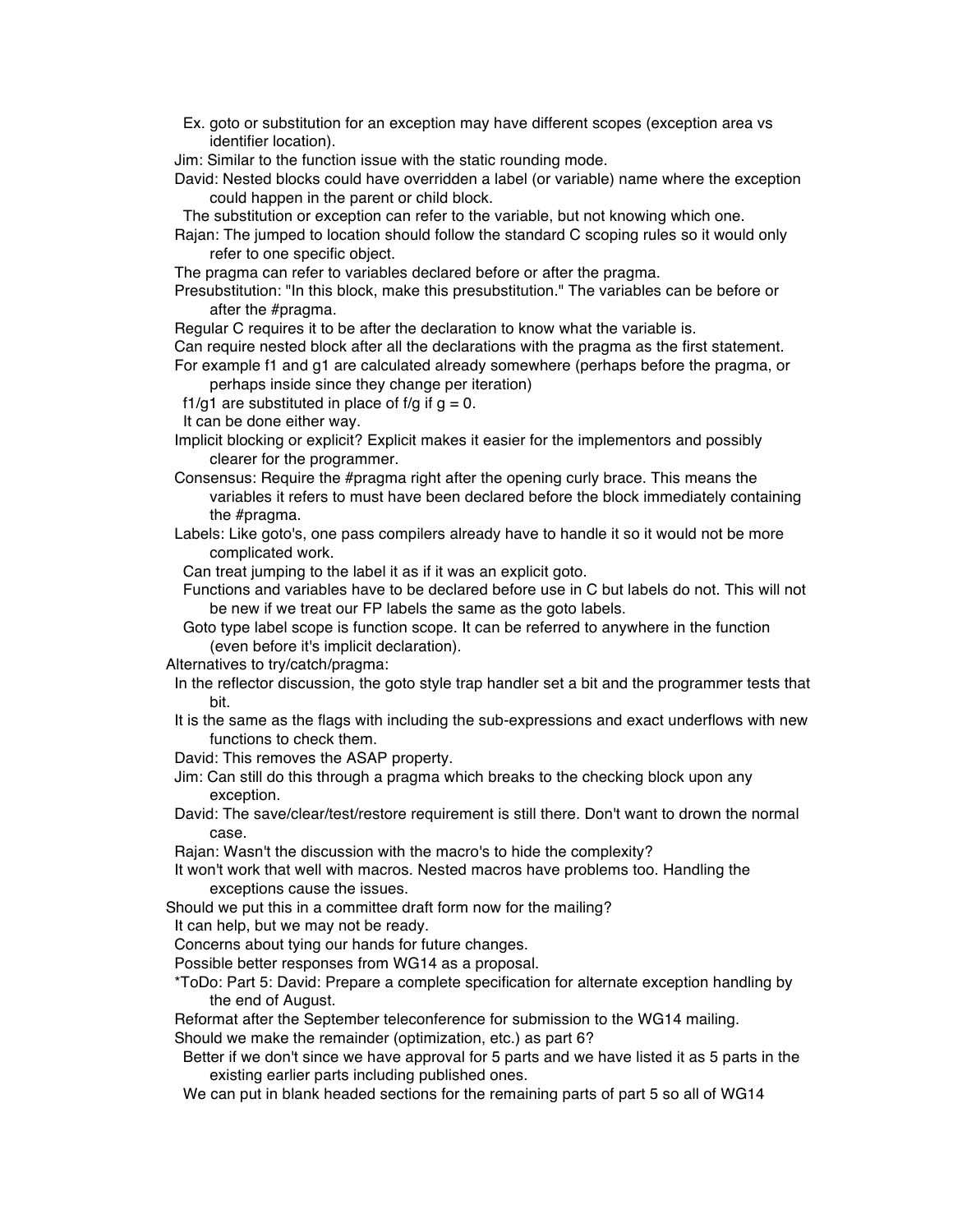- Ex. goto or substitution for an exception may have different scopes (exception area vs identifier location).
- Jim: Similar to the function issue with the static rounding mode.
- David: Nested blocks could have overridden a label (or variable) name where the exception could happen in the parent or child block.
  - The substitution or exception can refer to the variable, but not knowing which one.
- Rajan: The jumped to location should follow the standard C scoping rules so it would only refer to one specific object.
- The pragma can refer to variables declared before or after the pragma.
- Presubstitution: "In this block, make this presubstitution." The variables can be before or after the #pragma.
- Regular C requires it to be after the declaration to know what the variable is.
- Can require nested block after all the declarations with the pragma as the first statement.
- For example f1 and g1 are calculated already somewhere (perhaps before the pragma, or perhaps inside since they change per iteration)
  - f1/g1 are substituted in place of f/g if g = 0.
  - It can be done either way.
- Implicit blocking or explicit? Explicit makes it easier for the implementors and possibly clearer for the programmer.
- Consensus: Require the #pragma right after the opening curly brace. This means the variables it refers to must have been declared before the block immediately containing the #pragma.
- Labels: Like goto's, one pass compilers already have to handle it so it would not be more complicated work.
  - Can treat jumping to the label it as if it was an explicit goto.
  - Functions and variables have to be declared before use in C but labels do not. This will not be new if we treat our FP labels the same as the goto labels.
  - Goto type label scope is function scope. It can be referred to anywhere in the function (even before it's implicit declaration).

Alternatives to try/catch/pragma:

- In the reflector discussion, the goto style trap handler set a bit and the programmer tests that bit.
- It is the same as the flags with including the sub-expressions and exact underflows with new functions to check them.
- David: This removes the ASAP property.
- Jim: Can still do this through a pragma which breaks to the checking block upon any exception.
- David: The save/clear/test/restore requirement is still there. Don't want to drown the normal case.
- Rajan: Wasn't the discussion with the macro's to hide the complexity?
- It won't work that well with macros. Nested macros have problems too. Handling the exceptions cause the issues.

Should we put this in a committee draft form now for the mailing?

- It can help, but we may not be ready.
- Concerns about tying our hands for future changes.
- Possible better responses from WG14 as a proposal.
- *ToDo: Part 5: David: Prepare a complete specification for alternate exception handling by the end of August.
- Reformat after the September teleconference for submission to the WG14 mailing.
- Should we make the remainder (optimization, etc.) as part 6?
  - Better if we don't since we have approval for 5 parts and we have listed it as 5 parts in the existing earlier parts including published ones.
  - We can put in blank headed sections for the remaining parts of part 5 so all of WG14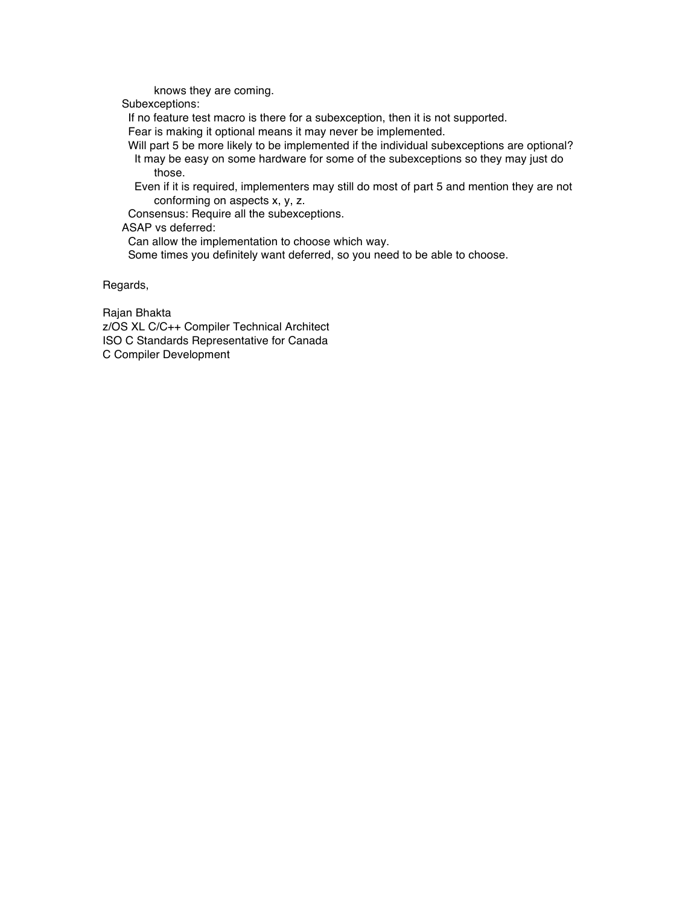knows they are coming.

- Subexceptions:
  - If no feature test macro is there for a subexception, then it is not supported.
  - Fear is making it optional means it may never be implemented.
  - Will part 5 be more likely to be implemented if the individual subexceptions are optional?
    - It may be easy on some hardware for some of the subexceptions so they may just do those.
    - Even if it is required, implementers may still do most of part 5 and mention they are not conforming on aspects x, y, z.
  - Consensus: Require all the subexceptions.
- ASAP vs deferred:
  - Can allow the implementation to choose which way.
  - Some times you definitely want deferred, so you need to be able to choose.

Regards,

Rajan Bhakta
z/OS XL C/C++ Compiler Technical Architect
ISO C Standards Representative for Canada
C Compiler Development